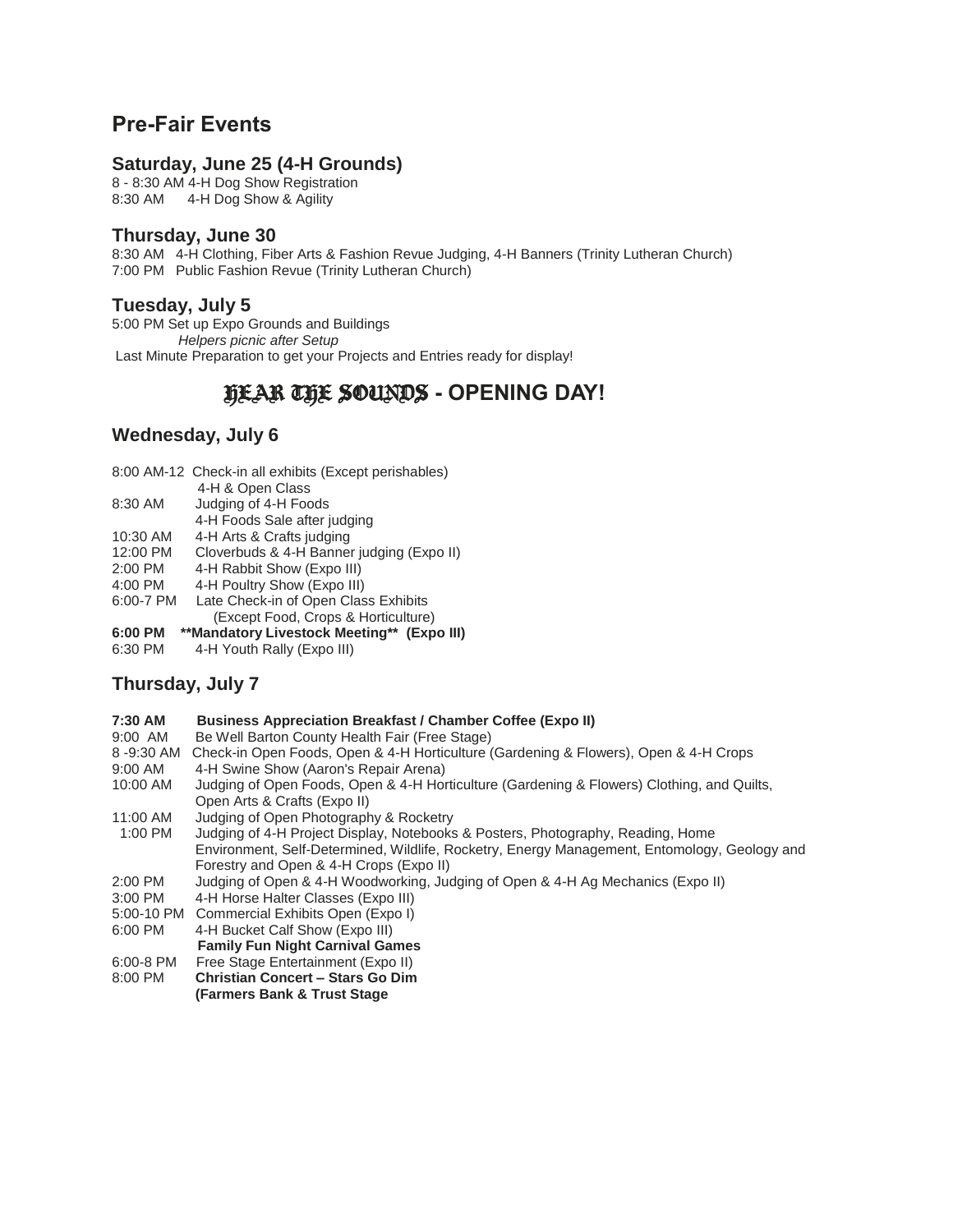## Pre-Fair Events

### Saturday, June 25 (4-H Grounds)

8 - 8:30 AM 4-H Dog Show Registration
8:30 AM 4-H Dog Show & Agility

### Thursday, June 30

8:30 AM 4-H Clothing, Fiber Arts & Fashion Revue Judging, 4-H Banners (Trinity Lutheran Church)
7:00 PM Public Fashion Revue (Trinity Lutheran Church)

### Tuesday, July 5

5:00 PM Set up Expo Grounds and Buildings
*Helpers picnic after Setup*
Last Minute Preparation to get your Projects and Entries ready for display!

## HEAR THE SOUNDS - OPENING DAY!

### Wednesday, July 6

8:00 AM-12 Check-in all exhibits (Except perishables)
4-H & Open Class
8:30 AM Judging of 4-H Foods
4-H Foods Sale after judging
10:30 AM 4-H Arts & Crafts judging
12:00 PM Cloverbuds & 4-H Banner judging (Expo II)
2:00 PM 4-H Rabbit Show (Expo III)
4:00 PM 4-H Poultry Show (Expo III)
6:00-7 PM Late Check-in of Open Class Exhibits
(Except Food, Crops & Horticulture)
**6:00 PM \*\*Mandatory Livestock Meeting\*\* (Expo III)**
6:30 PM 4-H Youth Rally (Expo III)

### Thursday, July 7

**7:30 AM Business Appreciation Breakfast / Chamber Coffee (Expo II)**
9:00 AM Be Well Barton County Health Fair (Free Stage)
8 -9:30 AM Check-in Open Foods, Open & 4-H Horticulture (Gardening & Flowers), Open & 4-H Crops
9:00 AM 4-H Swine Show (Aaron's Repair Arena)
10:00 AM Judging of Open Foods, Open & 4-H Horticulture (Gardening & Flowers) Clothing, and Quilts, Open Arts & Crafts (Expo II)
11:00 AM Judging of Open Photography & Rocketry
1:00 PM Judging of 4-H Project Display, Notebooks & Posters, Photography, Reading, Home Environment, Self-Determined, Wildlife, Rocketry, Energy Management, Entomology, Geology and Forestry and Open & 4-H Crops (Expo II)
2:00 PM Judging of Open & 4-H Woodworking, Judging of Open & 4-H Ag Mechanics (Expo II)
3:00 PM 4-H Horse Halter Classes (Expo III)
5:00-10 PM Commercial Exhibits Open (Expo I)
6:00 PM 4-H Bucket Calf Show (Expo III)
**Family Fun Night Carnival Games**
6:00-8 PM Free Stage Entertainment (Expo II)
8:00 PM **Christian Concert – Stars Go Dim**
**(Farmers Bank & Trust Stage**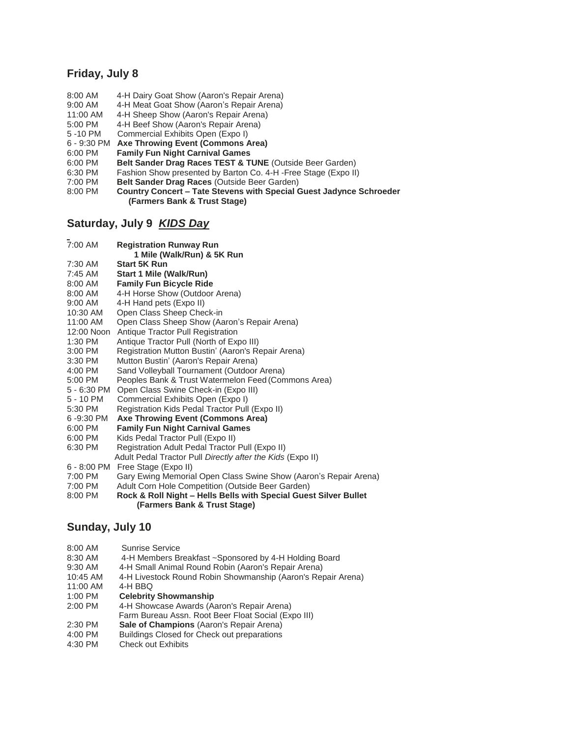## Friday, July 8

8:00 AM 4-H Dairy Goat Show (Aaron's Repair Arena)
9:00 AM 4-H Meat Goat Show (Aaron's Repair Arena)
11:00 AM 4-H Sheep Show (Aaron's Repair Arena)
5:00 PM 4-H Beef Show (Aaron's Repair Arena)
5 -10 PM Commercial Exhibits Open (Expo I)
6 - 9:30 PM **Axe Throwing Event (Commons Area)**
6:00 PM **Family Fun Night Carnival Games**
6:00 PM **Belt Sander Drag Races TEST & TUNE** (Outside Beer Garden)
6:30 PM Fashion Show presented by Barton Co. 4-H -Free Stage (Expo II)
7:00 PM **Belt Sander Drag Races** (Outside Beer Garden)
8:00 PM **Country Concert – Tate Stevens with Special Guest Jadynce Schroeder (Farmers Bank & Trust Stage)**

## Saturday, July 9 ***KIDS Day***

7:00 AM **Registration Runway Run**
**1 Mile (Walk/Run) & 5K Run**
7:30 AM **Start 5K Run**
7:45 AM **Start 1 Mile (Walk/Run)**
8:00 AM **Family Fun Bicycle Ride**
8:00 AM 4-H Horse Show (Outdoor Arena)
9:00 AM 4-H Hand pets (Expo II)
10:30 AM Open Class Sheep Check-in
11:00 AM Open Class Sheep Show (Aaron's Repair Arena)
12:00 Noon Antique Tractor Pull Registration
1:30 PM Antique Tractor Pull (North of Expo III)
3:00 PM Registration Mutton Bustin' (Aaron's Repair Arena)
3:30 PM Mutton Bustin' (Aaron's Repair Arena)
4:00 PM Sand Volleyball Tournament (Outdoor Arena)
5:00 PM Peoples Bank & Trust Watermelon Feed (Commons Area)
5 - 6:30 PM Open Class Swine Check-in (Expo III)
5 - 10 PM Commercial Exhibits Open (Expo I)
5:30 PM Registration Kids Pedal Tractor Pull (Expo II)
6 -9:30 PM **Axe Throwing Event (Commons Area)**
6:00 PM **Family Fun Night Carnival Games**
6:00 PM Kids Pedal Tractor Pull (Expo II)
6:30 PM Registration Adult Pedal Tractor Pull (Expo II)
Adult Pedal Tractor Pull *Directly after the Kids* (Expo II)
6 - 8:00 PM Free Stage (Expo II)
7:00 PM Gary Ewing Memorial Open Class Swine Show (Aaron's Repair Arena)
7:00 PM Adult Corn Hole Competition (Outside Beer Garden)
8:00 PM **Rock & Roll Night – Hells Bells with Special Guest Silver Bullet (Farmers Bank & Trust Stage)**

## Sunday, July 10

8:00 AM Sunrise Service
8:30 AM 4-H Members Breakfast ~Sponsored by 4-H Holding Board
9:30 AM 4-H Small Animal Round Robin (Aaron's Repair Arena)
10:45 AM 4-H Livestock Round Robin Showmanship (Aaron's Repair Arena)
11:00 AM 4-H BBQ
1:00 PM **Celebrity Showmanship**
2:00 PM 4-H Showcase Awards (Aaron's Repair Arena)
Farm Bureau Assn. Root Beer Float Social (Expo III)
2:30 PM **Sale of Champions** (Aaron's Repair Arena)
4:00 PM Buildings Closed for Check out preparations
4:30 PM Check out Exhibits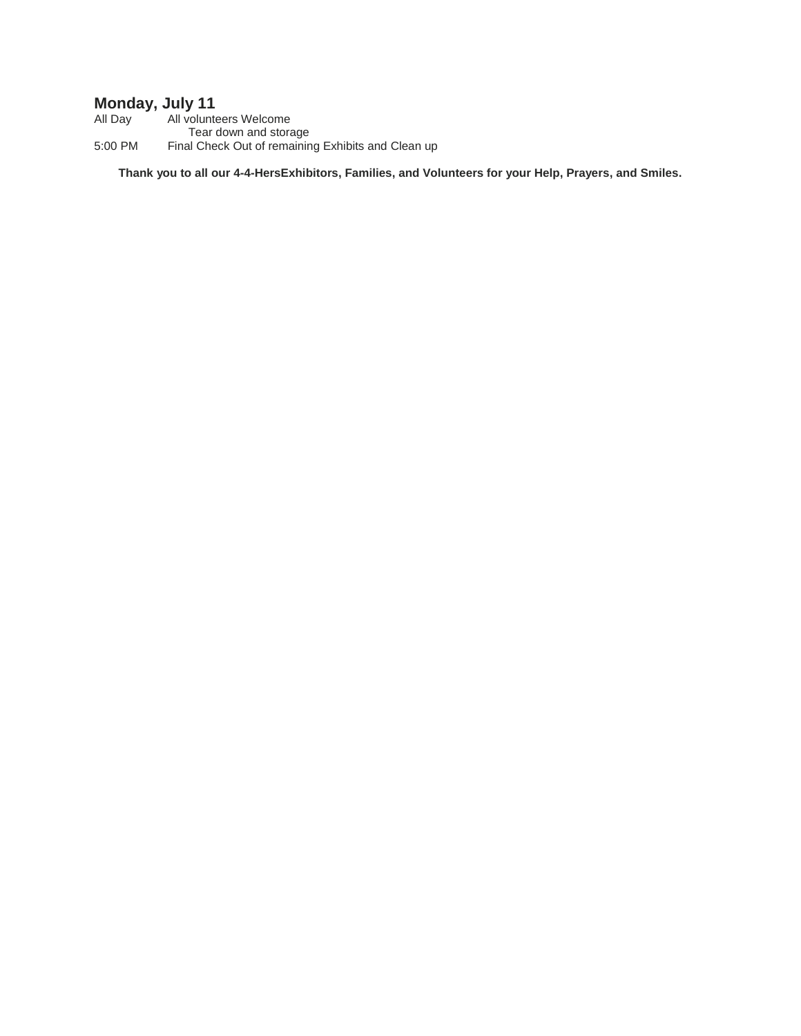## Monday, July 11

All Day All volunteers Welcome

Tear down and storage

5:00 PM Final Check Out of remaining Exhibits and Clean up

**Thank you to all our 4-4-HersExhibitors, Families, and Volunteers for your Help, Prayers, and Smiles.**